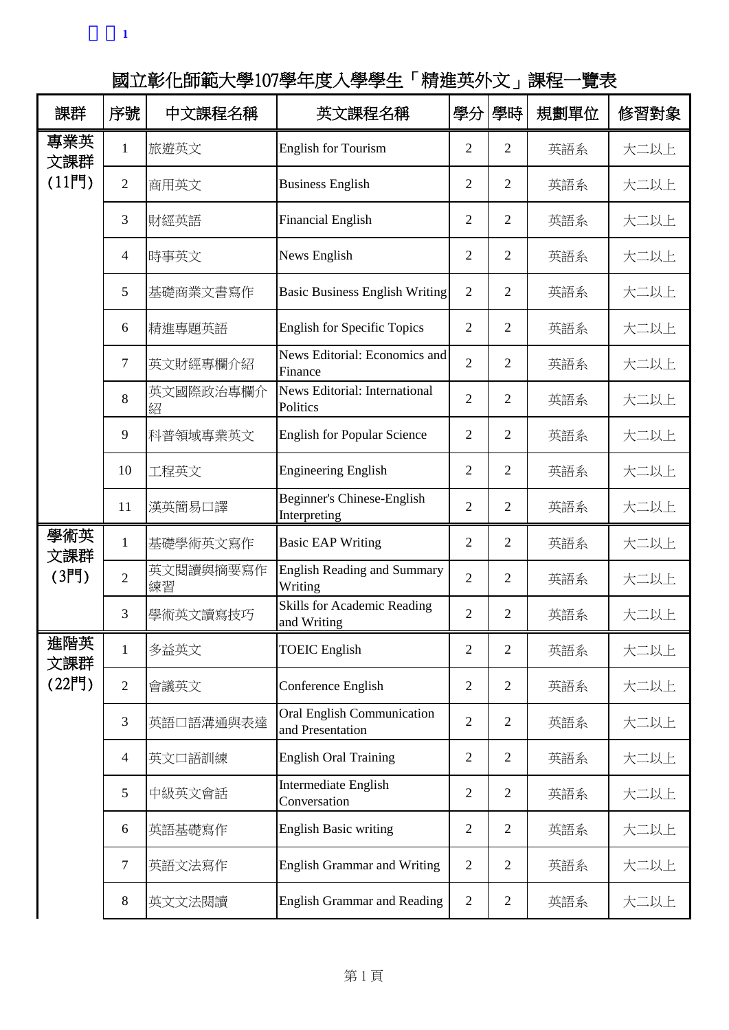附件1

# 國立彰化師範大學107學年度入學學生「精進英外文」課程一覽表

| 課群 | 序號 | 中文課程名稱 | 英文課程名稱 | 學分 | 學時 | 規劃單位 | 修習對象 |
|---|---|---|---|---|---|---|---|
| 專業英文課群(11門) | 1 | 旅遊英文 | English for Tourism | 2 | 2 | 英語系 | 大二以上 |
| | 2 | 商用英文 | Business English | 2 | 2 | 英語系 | 大二以上 |
| | 3 | 財經英語 | Financial English | 2 | 2 | 英語系 | 大二以上 |
| | 4 | 時事英文 | News English | 2 | 2 | 英語系 | 大二以上 |
| | 5 | 基礎商業文書寫作 | Basic Business English Writing | 2 | 2 | 英語系 | 大二以上 |
| | 6 | 精進專題英語 | English for Specific Topics | 2 | 2 | 英語系 | 大二以上 |
| | 7 | 英文財經專欄介紹 | News Editorial: Economics and Finance | 2 | 2 | 英語系 | 大二以上 |
| | 8 | 英文國際政治專欄介紹 | News Editorial: International Politics | 2 | 2 | 英語系 | 大二以上 |
| | 9 | 科普領域專業英文 | English for Popular Science | 2 | 2 | 英語系 | 大二以上 |
| | 10 | 工程英文 | Engineering English | 2 | 2 | 英語系 | 大二以上 |
| | 11 | 漢英簡易口譯 | Beginner's Chinese-English Interpreting | 2 | 2 | 英語系 | 大二以上 |
| 學術英文課群(3門) | 1 | 基礎學術英文寫作 | Basic EAP Writing | 2 | 2 | 英語系 | 大二以上 |
| | 2 | 英文閱讀與摘要寫作練習 | English Reading and Summary Writing | 2 | 2 | 英語系 | 大二以上 |
| | 3 | 學術英文讀寫技巧 | Skills for Academic Reading and Writing | 2 | 2 | 英語系 | 大二以上 |
| 進階英文課群(22門) | 1 | 多益英文 | TOEIC English | 2 | 2 | 英語系 | 大二以上 |
| | 2 | 會議英文 | Conference English | 2 | 2 | 英語系 | 大二以上 |
| | 3 | 英語口語溝通與表達 | Oral English Communication and Presentation | 2 | 2 | 英語系 | 大二以上 |
| | 4 | 英文口語訓練 | English Oral Training | 2 | 2 | 英語系 | 大二以上 |
| | 5 | 中級英文會話 | Intermediate English Conversation | 2 | 2 | 英語系 | 大二以上 |
| | 6 | 英語基礎寫作 | English Basic writing | 2 | 2 | 英語系 | 大二以上 |
| | 7 | 英語文法寫作 | English Grammar and Writing | 2 | 2 | 英語系 | 大二以上 |
| | 8 | 英文文法閱讀 | English Grammar and Reading | 2 | 2 | 英語系 | 大二以上 |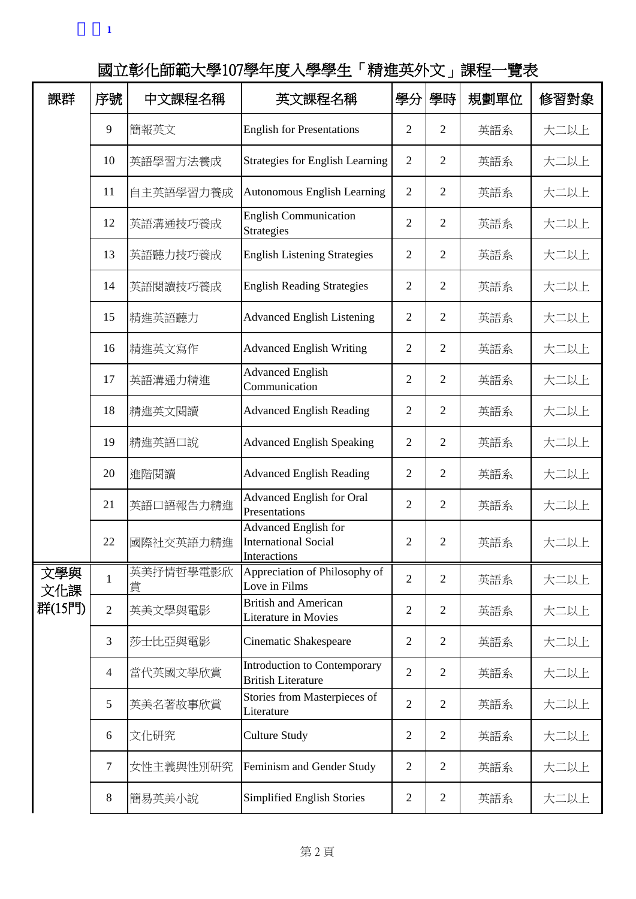附件1

# 國立彰化師範大學107學年度入學學生「精進英外文」課程一覽表

| 課群 | 序號 | 中文課程名稱 | 英文課程名稱 | 學分 | 學時 | 規劃單位 | 修習對象 |
|---|---|---|---|---|---|---|---|
| | 9 | 簡報英文 | English for Presentations | 2 | 2 | 英語系 | 大二以上 |
| | 10 | 英語學習方法養成 | Strategies for English Learning | 2 | 2 | 英語系 | 大二以上 |
| | 11 | 自主英語學習力養成 | Autonomous English Learning | 2 | 2 | 英語系 | 大二以上 |
| | 12 | 英語溝通技巧養成 | English Communication Strategies | 2 | 2 | 英語系 | 大二以上 |
| | 13 | 英語聽力技巧養成 | English Listening Strategies | 2 | 2 | 英語系 | 大二以上 |
| | 14 | 英語閱讀技巧養成 | English Reading Strategies | 2 | 2 | 英語系 | 大二以上 |
| | 15 | 精進英語聽力 | Advanced English Listening | 2 | 2 | 英語系 | 大二以上 |
| | 16 | 精進英文寫作 | Advanced English Writing | 2 | 2 | 英語系 | 大二以上 |
| | 17 | 英語溝通力精進 | Advanced English Communication | 2 | 2 | 英語系 | 大二以上 |
| | 18 | 精進英文閱讀 | Advanced English Reading | 2 | 2 | 英語系 | 大二以上 |
| | 19 | 精進英語口說 | Advanced English Speaking | 2 | 2 | 英語系 | 大二以上 |
| | 20 | 進階閱讀 | Advanced English Reading | 2 | 2 | 英語系 | 大二以上 |
| | 21 | 英語口語報告力精進 | Advanced English for Oral Presentations | 2 | 2 | 英語系 | 大二以上 |
| | 22 | 國際社交英語力精進 | Advanced English for International Social Interactions | 2 | 2 | 英語系 | 大二以上 |
| 文學與文化課群(15門) | 1 | 英美抒情哲學電影欣賞 | Appreciation of Philosophy of Love in Films | 2 | 2 | 英語系 | 大二以上 |
| | 2 | 英美文學與電影 | British and American Literature in Movies | 2 | 2 | 英語系 | 大二以上 |
| | 3 | 莎士比亞與電影 | Cinematic Shakespeare | 2 | 2 | 英語系 | 大二以上 |
| | 4 | 當代英國文學欣賞 | Introduction to Contemporary British Literature | 2 | 2 | 英語系 | 大二以上 |
| | 5 | 英美名著故事欣賞 | Stories from Masterpieces of Literature | 2 | 2 | 英語系 | 大二以上 |
| | 6 | 文化研究 | Culture Study | 2 | 2 | 英語系 | 大二以上 |
| | 7 | 女性主義與性別研究 | Feminism and Gender Study | 2 | 2 | 英語系 | 大二以上 |
| | 8 | 簡易英美小說 | Simplified English Stories | 2 | 2 | 英語系 | 大二以上 |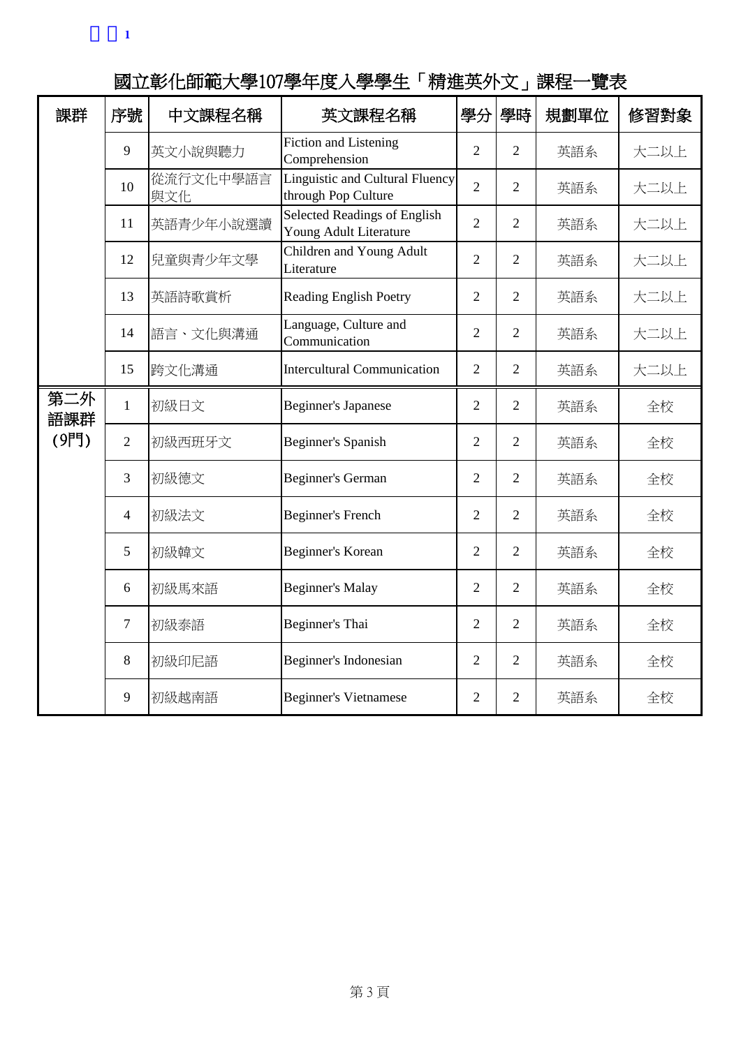附件1

# 國立彰化師範大學107學年度入學學生「精進英外文」課程一覽表

| 課群 | 序號 | 中文課程名稱 | 英文課程名稱 | 學分 | 學時 | 規劃單位 | 修習對象 |
|---|---|---|---|---|---|---|---|
| | 9 | 英文小說與聽力 | Fiction and Listening Comprehension | 2 | 2 | 英語系 | 大二以上 |
| | 10 | 從流行文化中學語言與文化 | Linguistic and Cultural Fluency through Pop Culture | 2 | 2 | 英語系 | 大二以上 |
| | 11 | 英語青少年小說選讀 | Selected Readings of English Young Adult Literature | 2 | 2 | 英語系 | 大二以上 |
| | 12 | 兒童與青少年文學 | Children and Young Adult Literature | 2 | 2 | 英語系 | 大二以上 |
| | 13 | 英語詩歌賞析 | Reading English Poetry | 2 | 2 | 英語系 | 大二以上 |
| | 14 | 語言、文化與溝通 | Language, Culture and Communication | 2 | 2 | 英語系 | 大二以上 |
| | 15 | 跨文化溝通 | Intercultural Communication | 2 | 2 | 英語系 | 大二以上 |
| 第二外語課群(9門) | 1 | 初級日文 | Beginner's Japanese | 2 | 2 | 英語系 | 全校 |
| | 2 | 初級西班牙文 | Beginner's Spanish | 2 | 2 | 英語系 | 全校 |
| | 3 | 初級德文 | Beginner's German | 2 | 2 | 英語系 | 全校 |
| | 4 | 初級法文 | Beginner's French | 2 | 2 | 英語系 | 全校 |
| | 5 | 初級韓文 | Beginner's Korean | 2 | 2 | 英語系 | 全校 |
| | 6 | 初級馬來語 | Beginner's Malay | 2 | 2 | 英語系 | 全校 |
| | 7 | 初級泰語 | Beginner's Thai | 2 | 2 | 英語系 | 全校 |
| | 8 | 初級印尼語 | Beginner's Indonesian | 2 | 2 | 英語系 | 全校 |
| | 9 | 初級越南語 | Beginner's Vietnamese | 2 | 2 | 英語系 | 全校 |